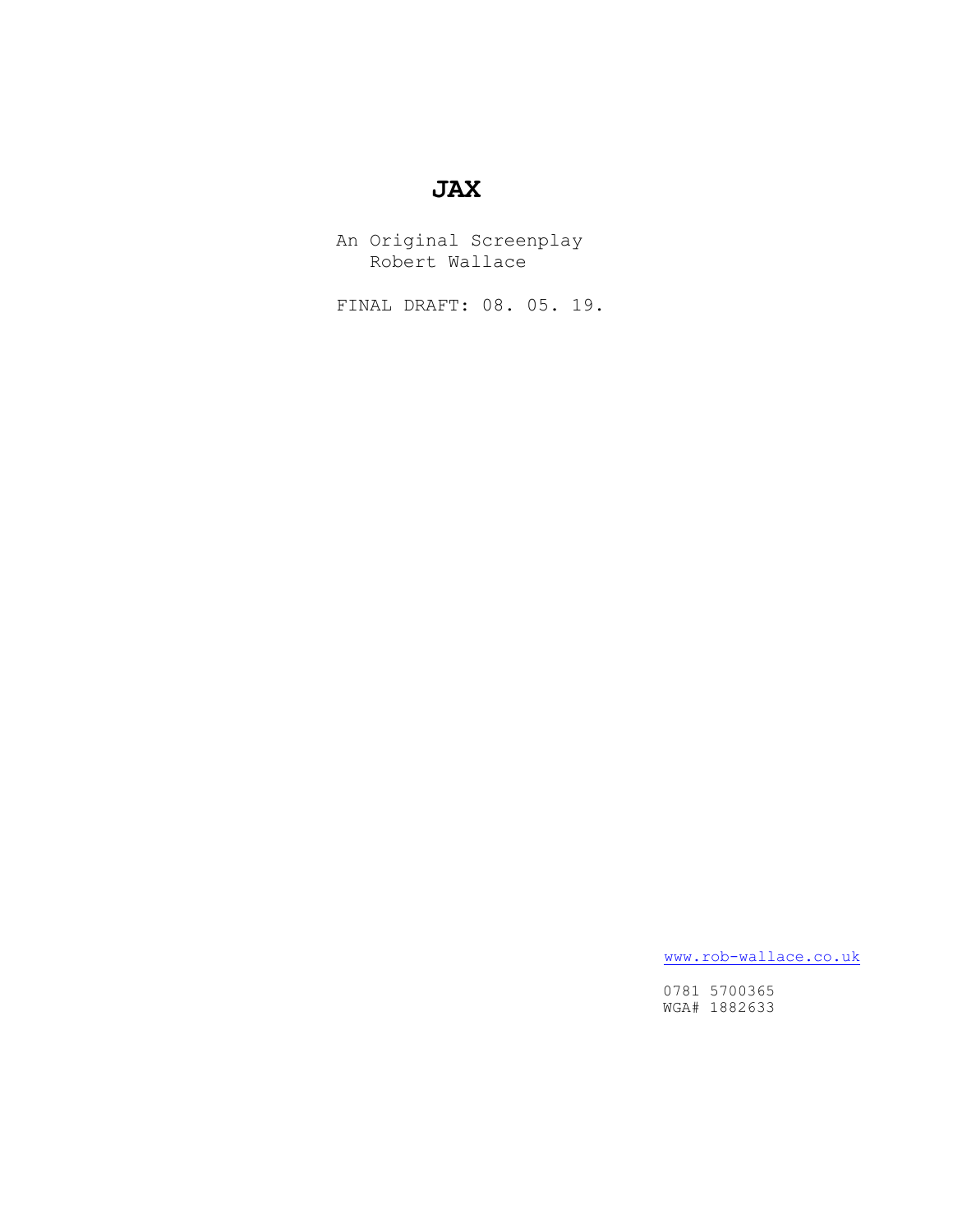# JAX

An Original Screenplay
Robert Wallace

FINAL DRAFT: 08. 05. 19.

www.rob-wallace.co.uk

0781 5700365
WGA# 1882633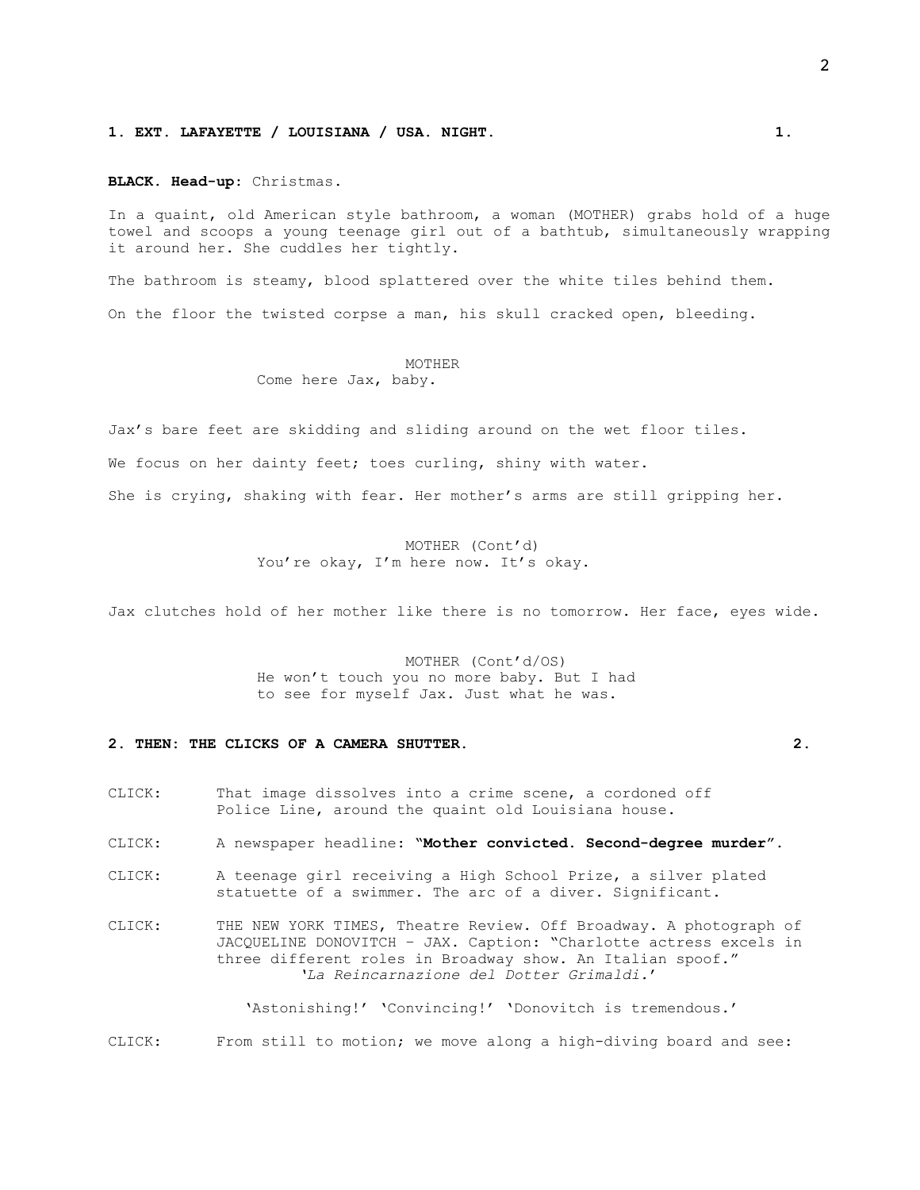**1. EXT. LAFAYETTE / LOUISIANA / USA. NIGHT. 1.**

**BLACK. Head-up:** Christmas.

In a quaint, old American style bathroom, a woman (MOTHER) grabs hold of a huge towel and scoops a young teenage girl out of a bathtub, simultaneously wrapping it around her. She cuddles her tightly.

The bathroom is steamy, blood splattered over the white tiles behind them.

On the floor the twisted corpse a man, his skull cracked open, bleeding.

MOTHER
Come here Jax, baby.

Jax's bare feet are skidding and sliding around on the wet floor tiles.

We focus on her dainty feet; toes curling, shiny with water.

She is crying, shaking with fear. Her mother's arms are still gripping her.

MOTHER (Cont'd)
You're okay, I'm here now. It's okay.

Jax clutches hold of her mother like there is no tomorrow. Her face, eyes wide.

MOTHER (Cont'd/OS)
He won't touch you no more baby. But I had to see for myself Jax. Just what he was.

**2. THEN: THE CLICKS OF A CAMERA SHUTTER. 2.**

CLICK: That image dissolves into a crime scene, a cordoned off Police Line, around the quaint old Louisiana house.

CLICK: A newspaper headline: **"Mother convicted. Second-degree murder".**

CLICK: A teenage girl receiving a High School Prize, a silver plated statuette of a swimmer. The arc of a diver. Significant.

CLICK: THE NEW YORK TIMES, Theatre Review. Off Broadway. A photograph of JACQUELINE DONOVITCH – JAX. Caption: "Charlotte actress excels in three different roles in Broadway show. An Italian spoof." '*La Reincarnazione del Dotter Grimaldi.*'

'Astonishing!' 'Convincing!' 'Donovitch is tremendous.'

CLICK: From still to motion; we move along a high-diving board and see: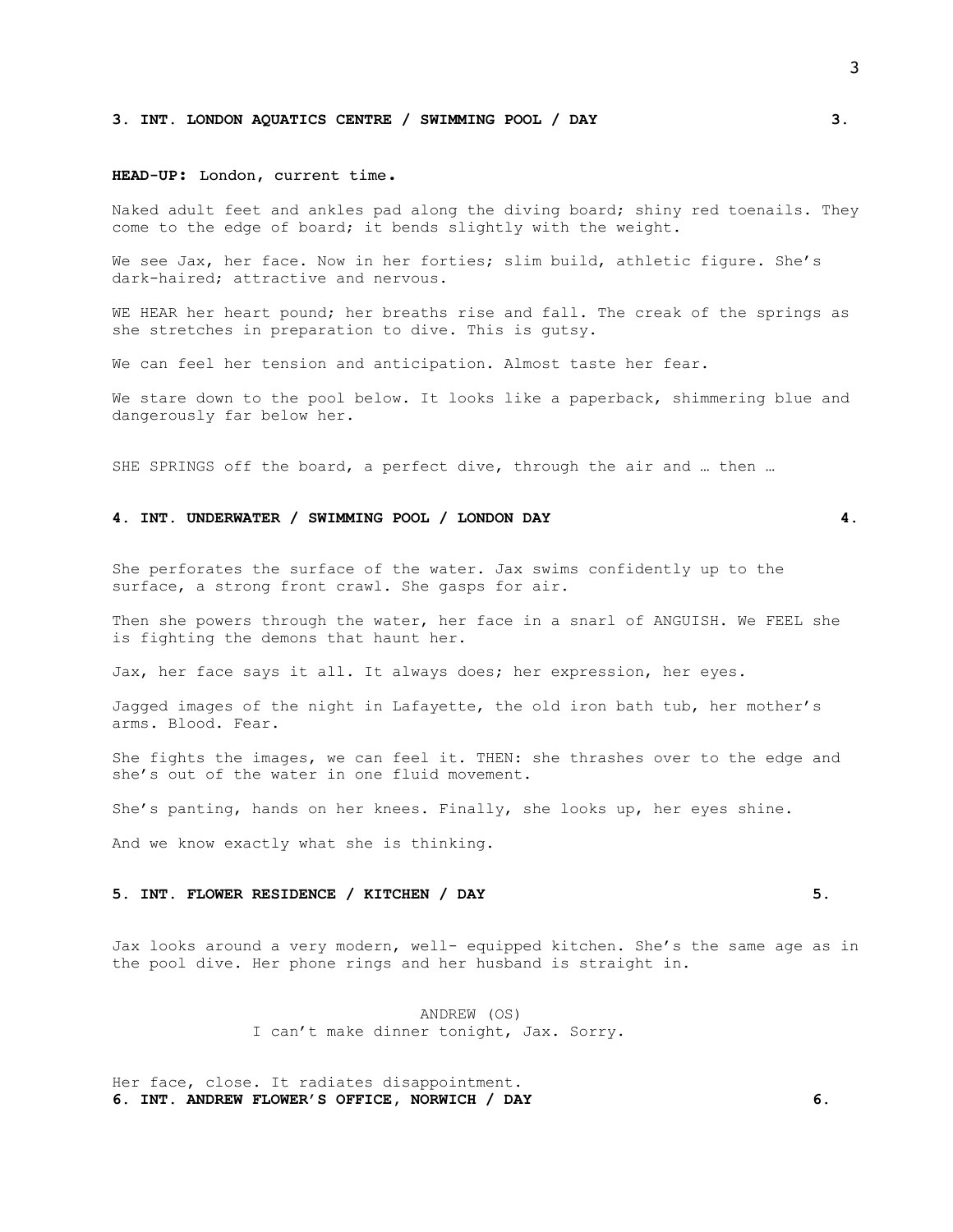**3. INT. LONDON AQUATICS CENTRE / SWIMMING POOL / DAY 3.**

**HEAD-UP:** London, current time.

Naked adult feet and ankles pad along the diving board; shiny red toenails. They come to the edge of board; it bends slightly with the weight.

We see Jax, her face. Now in her forties; slim build, athletic figure. She's dark-haired; attractive and nervous.

WE HEAR her heart pound; her breaths rise and fall. The creak of the springs as she stretches in preparation to dive. This is gutsy.

We can feel her tension and anticipation. Almost taste her fear.

We stare down to the pool below. It looks like a paperback, shimmering blue and dangerously far below her.

SHE SPRINGS off the board, a perfect dive, through the air and … then …

**4. INT. UNDERWATER / SWIMMING POOL / LONDON DAY 4.**

She perforates the surface of the water. Jax swims confidently up to the surface, a strong front crawl. She gasps for air.

Then she powers through the water, her face in a snarl of ANGUISH. We FEEL she is fighting the demons that haunt her.

Jax, her face says it all. It always does; her expression, her eyes.

Jagged images of the night in Lafayette, the old iron bath tub, her mother's arms. Blood. Fear.

She fights the images, we can feel it. THEN: she thrashes over to the edge and she's out of the water in one fluid movement.

She's panting, hands on her knees. Finally, she looks up, her eyes shine.

And we know exactly what she is thinking.

**5. INT. FLOWER RESIDENCE / KITCHEN / DAY 5.**

Jax looks around a very modern, well- equipped kitchen. She's the same age as in the pool dive. Her phone rings and her husband is straight in.

ANDREW (OS)
I can't make dinner tonight, Jax. Sorry.

Her face, close. It radiates disappointment.

**6. INT. ANDREW FLOWER'S OFFICE, NORWICH / DAY 6.**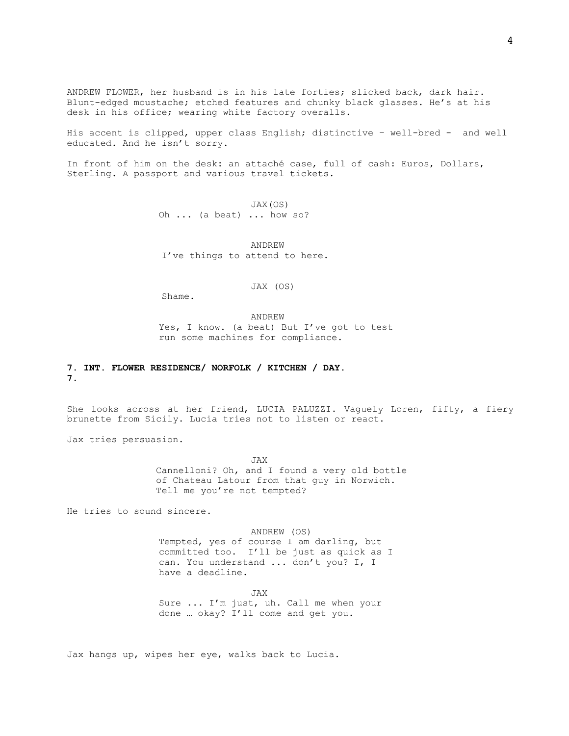ANDREW FLOWER, her husband is in his late forties; slicked back, dark hair. Blunt-edged moustache; etched features and chunky black glasses. He's at his desk in his office; wearing white factory overalls.

His accent is clipped, upper class English; distinctive – well-bred - and well educated. And he isn't sorry.

In front of him on the desk: an attaché case, full of cash: Euros, Dollars, Sterling. A passport and various travel tickets.

JAX(OS)
Oh ... (a beat) ... how so?

ANDREW
I've things to attend to here.

JAX (OS)
Shame.

ANDREW
Yes, I know. (a beat) But I've got to test run some machines for compliance.

**7. INT. FLOWER RESIDENCE/ NORFOLK / KITCHEN / DAY.**
**7.**

She looks across at her friend, LUCIA PALUZZI. Vaguely Loren, fifty, a fiery brunette from Sicily. Lucia tries not to listen or react.

Jax tries persuasion.

JAX
Cannelloni? Oh, and I found a very old bottle of Chateau Latour from that guy in Norwich. Tell me you're not tempted?

He tries to sound sincere.

ANDREW (OS)
Tempted, yes of course I am darling, but committed too. I'll be just as quick as I can. You understand ... don't you? I, I have a deadline.

JAX
Sure ... I'm just, uh. Call me when your done … okay? I'll come and get you.

Jax hangs up, wipes her eye, walks back to Lucia.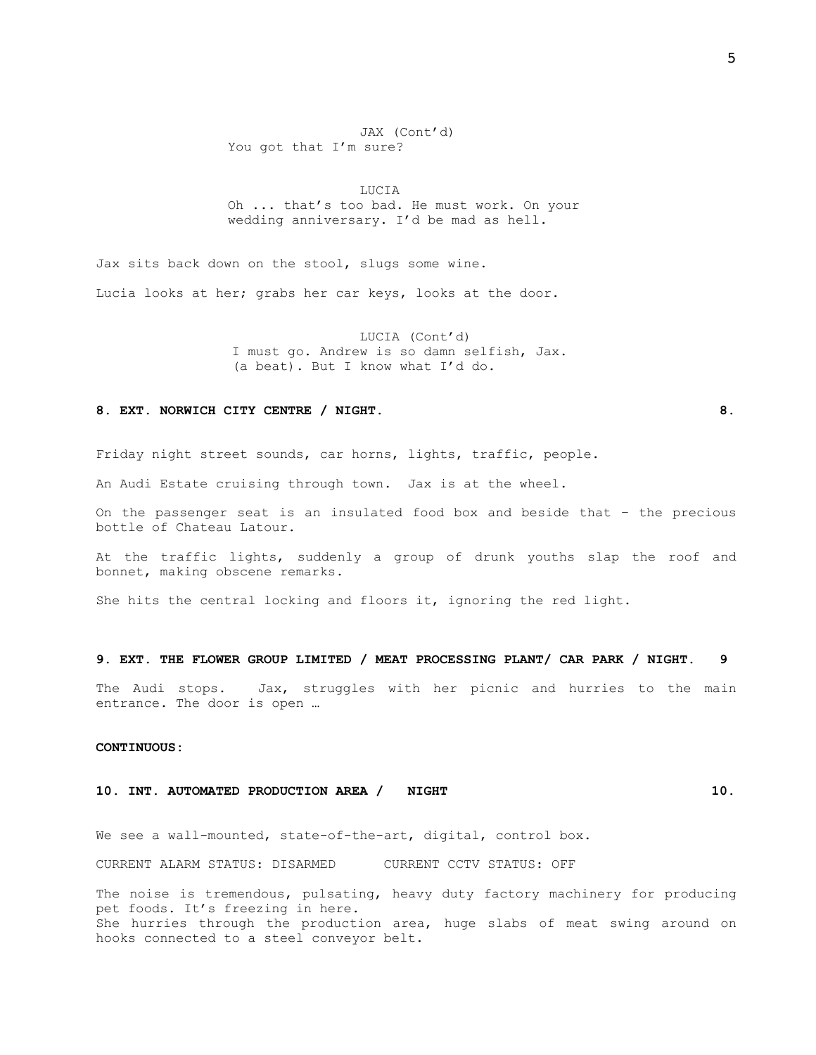JAX (Cont'd)
You got that I'm sure?

LUCIA
Oh ... that's too bad. He must work. On your wedding anniversary. I'd be mad as hell.

Jax sits back down on the stool, slugs some wine.

Lucia looks at her; grabs her car keys, looks at the door.

LUCIA (Cont'd)
I must go. Andrew is so damn selfish, Jax.
(a beat). But I know what I'd do.

**8. EXT. NORWICH CITY CENTRE / NIGHT. 8.**

Friday night street sounds, car horns, lights, traffic, people.

An Audi Estate cruising through town. Jax is at the wheel.

On the passenger seat is an insulated food box and beside that – the precious bottle of Chateau Latour.

At the traffic lights, suddenly a group of drunk youths slap the roof and bonnet, making obscene remarks.

She hits the central locking and floors it, ignoring the red light.

**9. EXT. THE FLOWER GROUP LIMITED / MEAT PROCESSING PLANT/ CAR PARK / NIGHT. 9**

The Audi stops. Jax, struggles with her picnic and hurries to the main entrance. The door is open …

**CONTINUOUS:**

**10. INT. AUTOMATED PRODUCTION AREA / NIGHT 10.**

We see a wall-mounted, state-of-the-art, digital, control box.

CURRENT ALARM STATUS: DISARMED CURRENT CCTV STATUS: OFF

The noise is tremendous, pulsating, heavy duty factory machinery for producing pet foods. It's freezing in here.
She hurries through the production area, huge slabs of meat swing around on hooks connected to a steel conveyor belt.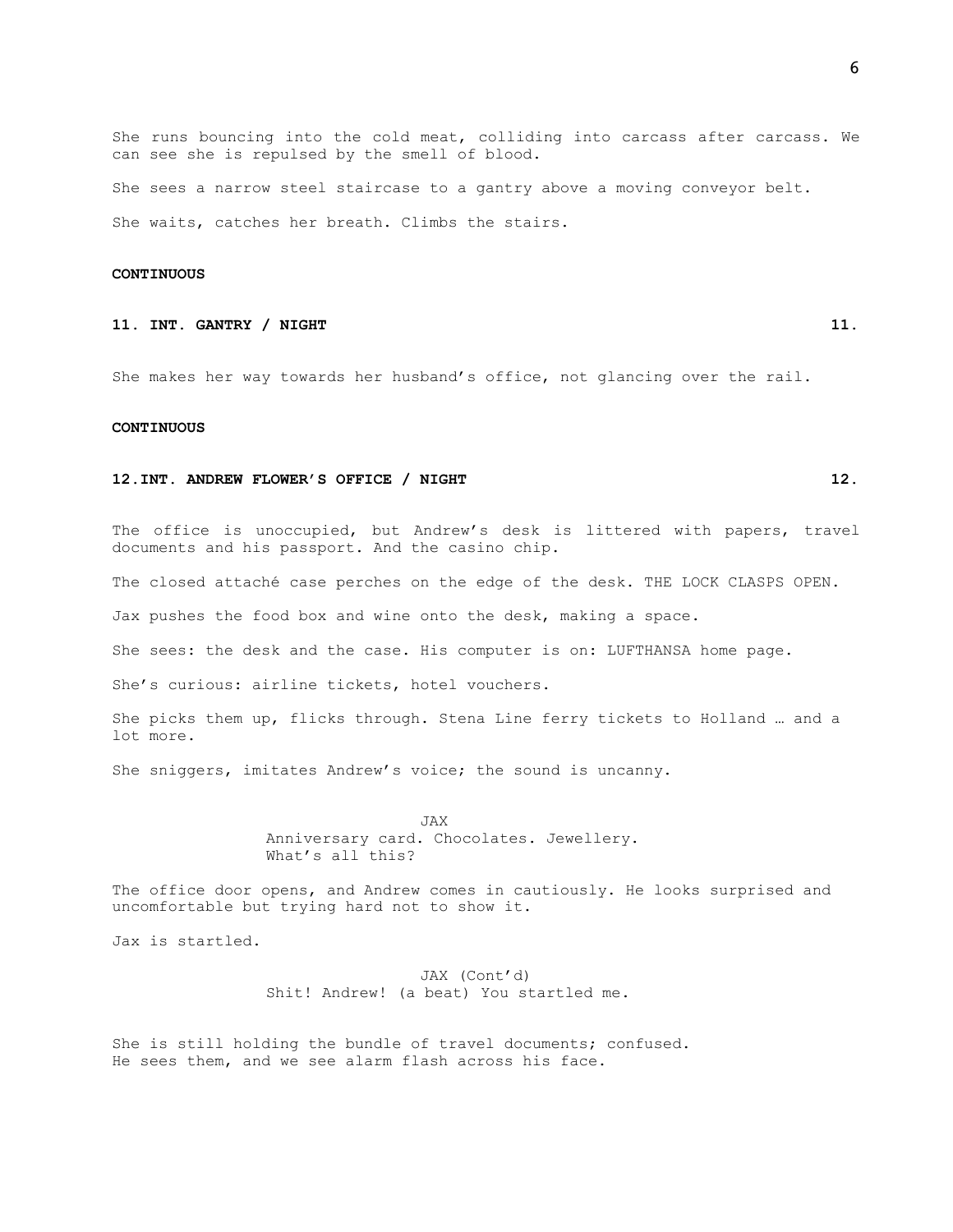She runs bouncing into the cold meat, colliding into carcass after carcass. We can see she is repulsed by the smell of blood.

She sees a narrow steel staircase to a gantry above a moving conveyor belt.

She waits, catches her breath. Climbs the stairs.

**CONTINUOUS**

**11. INT. GANTRY / NIGHT** **11.**

She makes her way towards her husband's office, not glancing over the rail.

**CONTINUOUS**

**12.INT. ANDREW FLOWER'S OFFICE / NIGHT** **12.**

The office is unoccupied, but Andrew's desk is littered with papers, travel documents and his passport. And the casino chip.

The closed attaché case perches on the edge of the desk. THE LOCK CLASPS OPEN.

Jax pushes the food box and wine onto the desk, making a space.

She sees: the desk and the case. His computer is on: LUFTHANSA home page.

She's curious: airline tickets, hotel vouchers.

She picks them up, flicks through. Stena Line ferry tickets to Holland … and a lot more.

She sniggers, imitates Andrew's voice; the sound is uncanny.

JAX
Anniversary card. Chocolates. Jewellery.
What's all this?

The office door opens, and Andrew comes in cautiously. He looks surprised and uncomfortable but trying hard not to show it.

Jax is startled.

JAX (Cont'd)
Shit! Andrew! (a beat) You startled me.

She is still holding the bundle of travel documents; confused.
He sees them, and we see alarm flash across his face.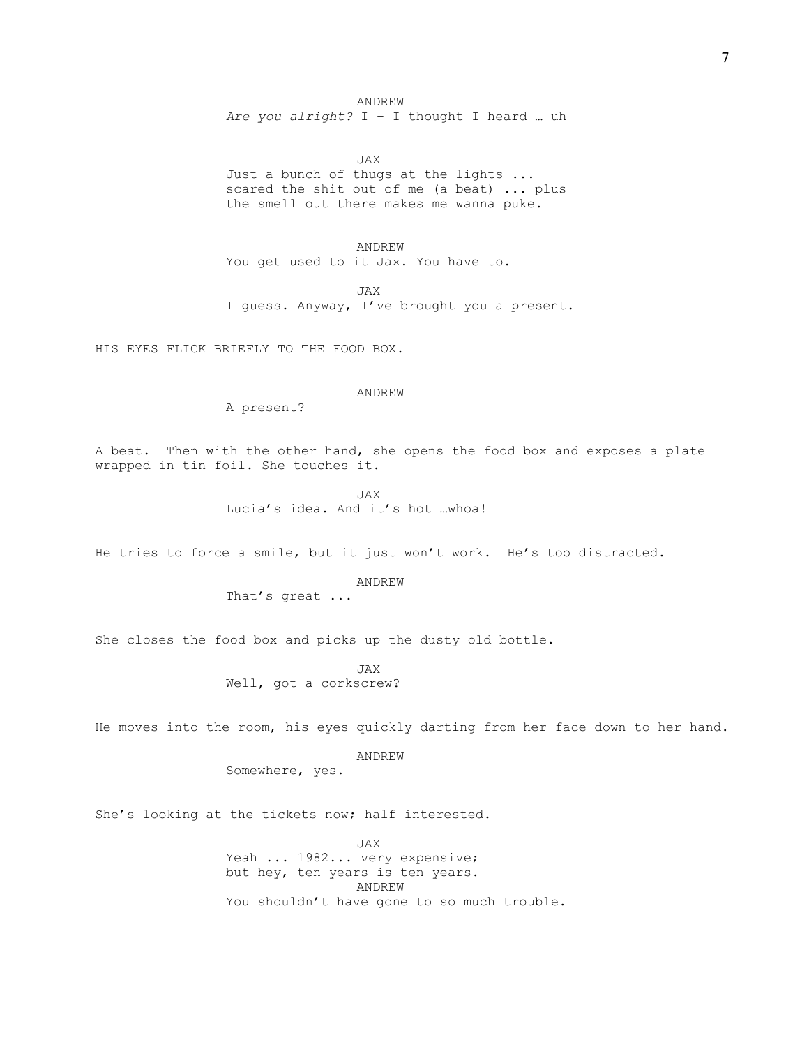ANDREW
*Are you alright?* I – I thought I heard … uh

JAX
Just a bunch of thugs at the lights ... scared the shit out of me (a beat) ... plus the smell out there makes me wanna puke.

ANDREW
You get used to it Jax. You have to.

JAX
I guess. Anyway, I've brought you a present.

HIS EYES FLICK BRIEFLY TO THE FOOD BOX.

ANDREW
A present?

A beat. Then with the other hand, she opens the food box and exposes a plate wrapped in tin foil. She touches it.

JAX
Lucia's idea. And it's hot …whoa!

He tries to force a smile, but it just won't work. He's too distracted.

ANDREW
That's great ...

She closes the food box and picks up the dusty old bottle.

JAX
Well, got a corkscrew?

He moves into the room, his eyes quickly darting from her face down to her hand.

ANDREW
Somewhere, yes.

She's looking at the tickets now; half interested.

JAX
Yeah ... 1982... very expensive; but hey, ten years is ten years.

ANDREW
You shouldn't have gone to so much trouble.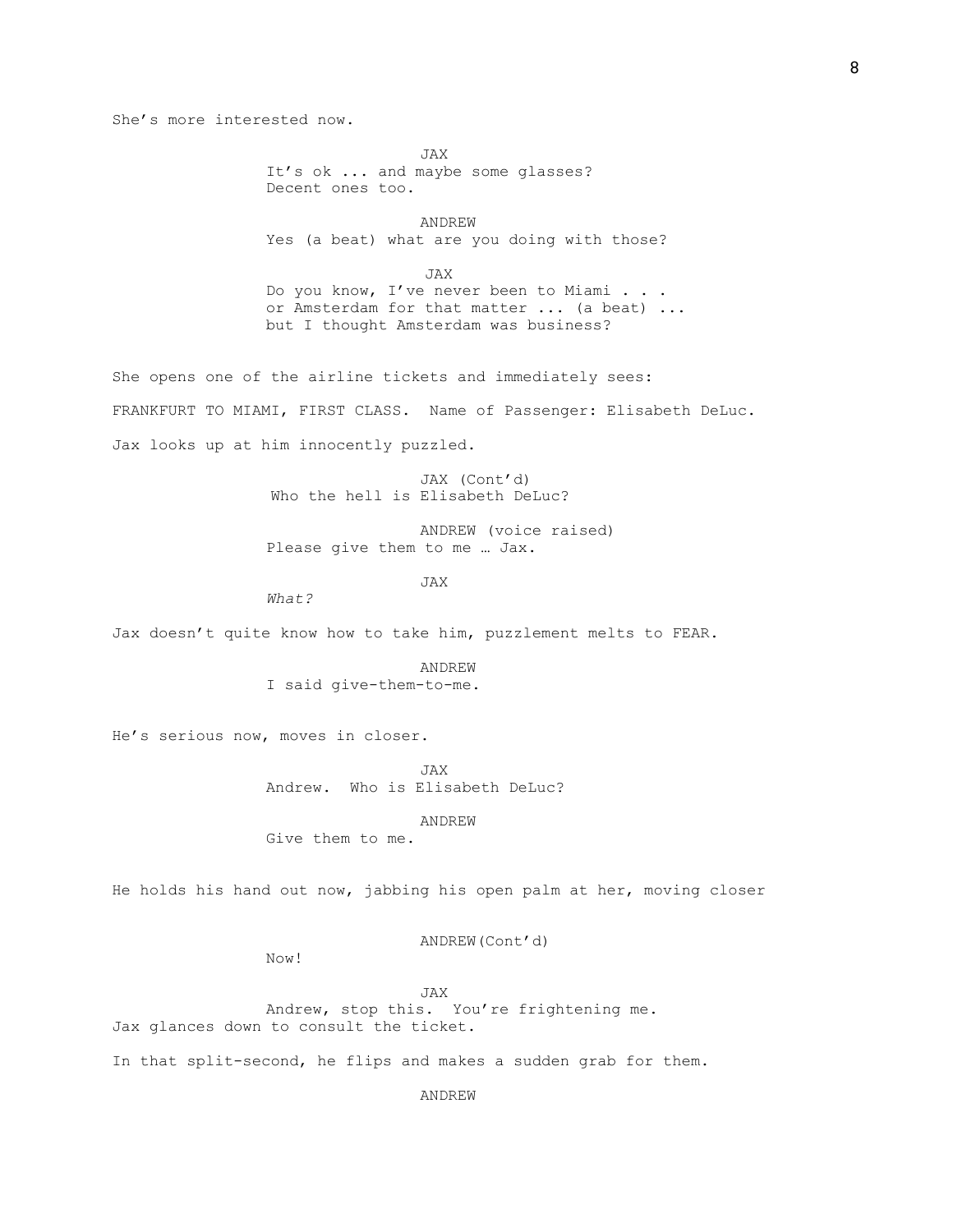She's more interested now.

JAX
It's ok ... and maybe some glasses? Decent ones too.

ANDREW
Yes (a beat) what are you doing with those?

JAX
Do you know, I've never been to Miami . . . or Amsterdam for that matter ... (a beat) ... but I thought Amsterdam was business?

She opens one of the airline tickets and immediately sees:

FRANKFURT TO MIAMI, FIRST CLASS. Name of Passenger: Elisabeth DeLuc.

Jax looks up at him innocently puzzled.

JAX (Cont'd)
Who the hell is Elisabeth DeLuc?

ANDREW (voice raised)
Please give them to me … Jax.

JAX
*What?*

Jax doesn't quite know how to take him, puzzlement melts to FEAR.

ANDREW
I said give-them-to-me.

He's serious now, moves in closer.

JAX
Andrew. Who is Elisabeth DeLuc?

ANDREW
Give them to me.

He holds his hand out now, jabbing his open palm at her, moving closer

ANDREW(Cont'd)
Now!

JAX
Andrew, stop this. You're frightening me.

Jax glances down to consult the ticket.

In that split-second, he flips and makes a sudden grab for them.

ANDREW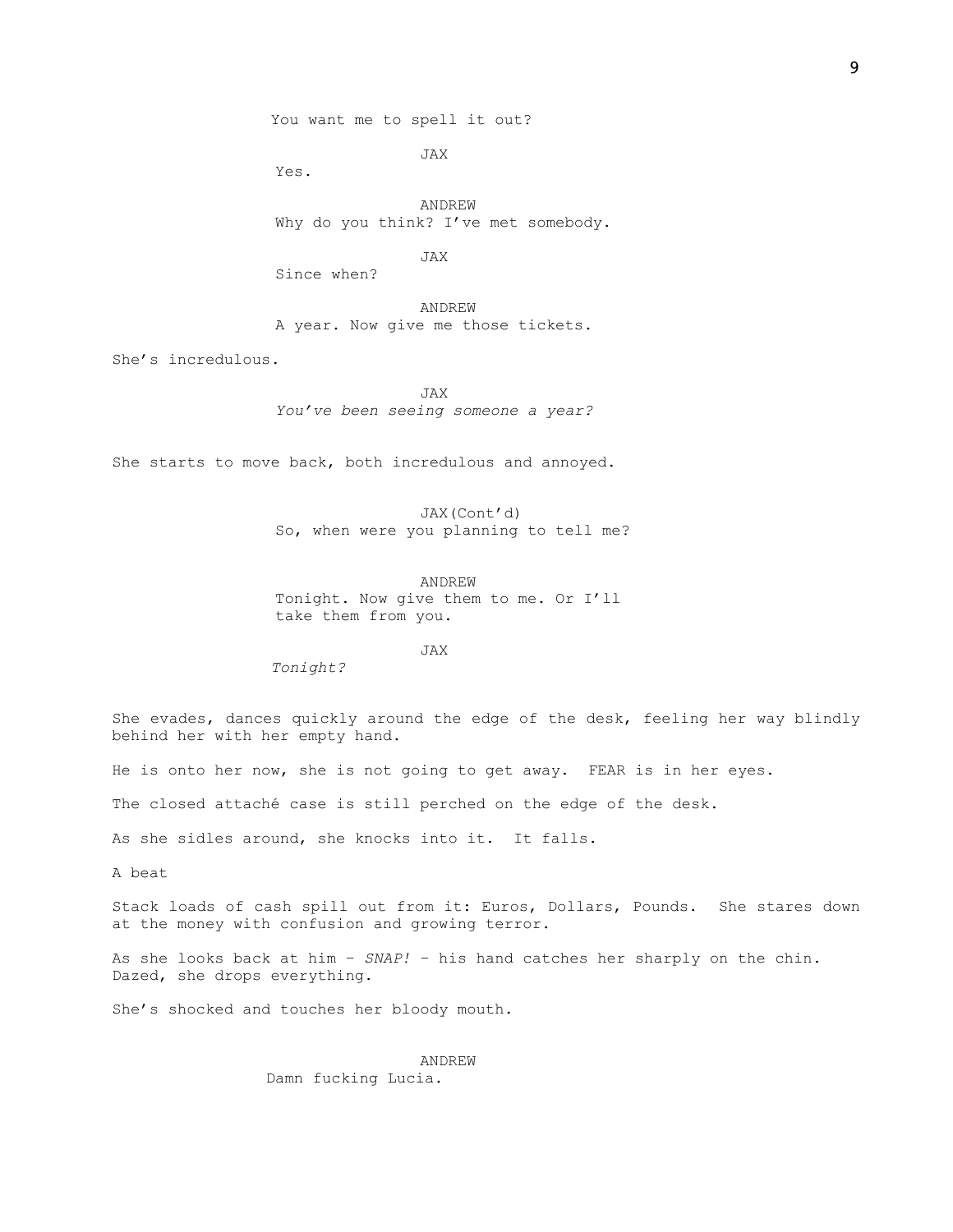You want me to spell it out?

JAX

Yes.

ANDREW

Why do you think? I've met somebody.

JAX

Since when?

ANDREW

A year. Now give me those tickets.

She's incredulous.

JAX

*You've been seeing someone a year?*

She starts to move back, both incredulous and annoyed.

JAX(Cont'd)

So, when were you planning to tell me?

ANDREW

Tonight. Now give them to me. Or I'll take them from you.

JAX

*Tonight?*

She evades, dances quickly around the edge of the desk, feeling her way blindly behind her with her empty hand.

He is onto her now, she is not going to get away. FEAR is in her eyes.

The closed attaché case is still perched on the edge of the desk.

As she sidles around, she knocks into it. It falls.

A beat

Stack loads of cash spill out from it: Euros, Dollars, Pounds. She stares down at the money with confusion and growing terror.

As she looks back at him - *SNAP!* - his hand catches her sharply on the chin. Dazed, she drops everything.

She's shocked and touches her bloody mouth.

ANDREW

Damn fucking Lucia.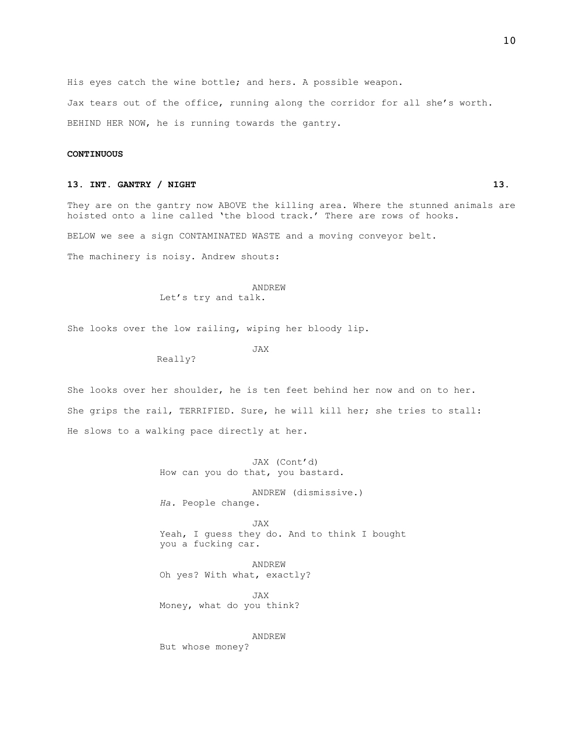His eyes catch the wine bottle; and hers. A possible weapon.

Jax tears out of the office, running along the corridor for all she's worth.

BEHIND HER NOW, he is running towards the gantry.

**CONTINUOUS**

**13. INT. GANTRY / NIGHT 13.**

They are on the gantry now ABOVE the killing area. Where the stunned animals are hoisted onto a line called 'the blood track.' There are rows of hooks.

BELOW we see a sign CONTAMINATED WASTE and a moving conveyor belt.

The machinery is noisy. Andrew shouts:

ANDREW
Let's try and talk.

She looks over the low railing, wiping her bloody lip.

JAX
Really?

She looks over her shoulder, he is ten feet behind her now and on to her.

She grips the rail, TERRIFIED. Sure, he will kill her; she tries to stall:

He slows to a walking pace directly at her.

JAX (Cont'd)
How can you do that, you bastard.

ANDREW (dismissive.)
*Ha.* People change.

JAX
Yeah, I guess they do. And to think I bought you a fucking car.

ANDREW
Oh yes? With what, exactly?

JAX
Money, what do you think?

ANDREW
But whose money?